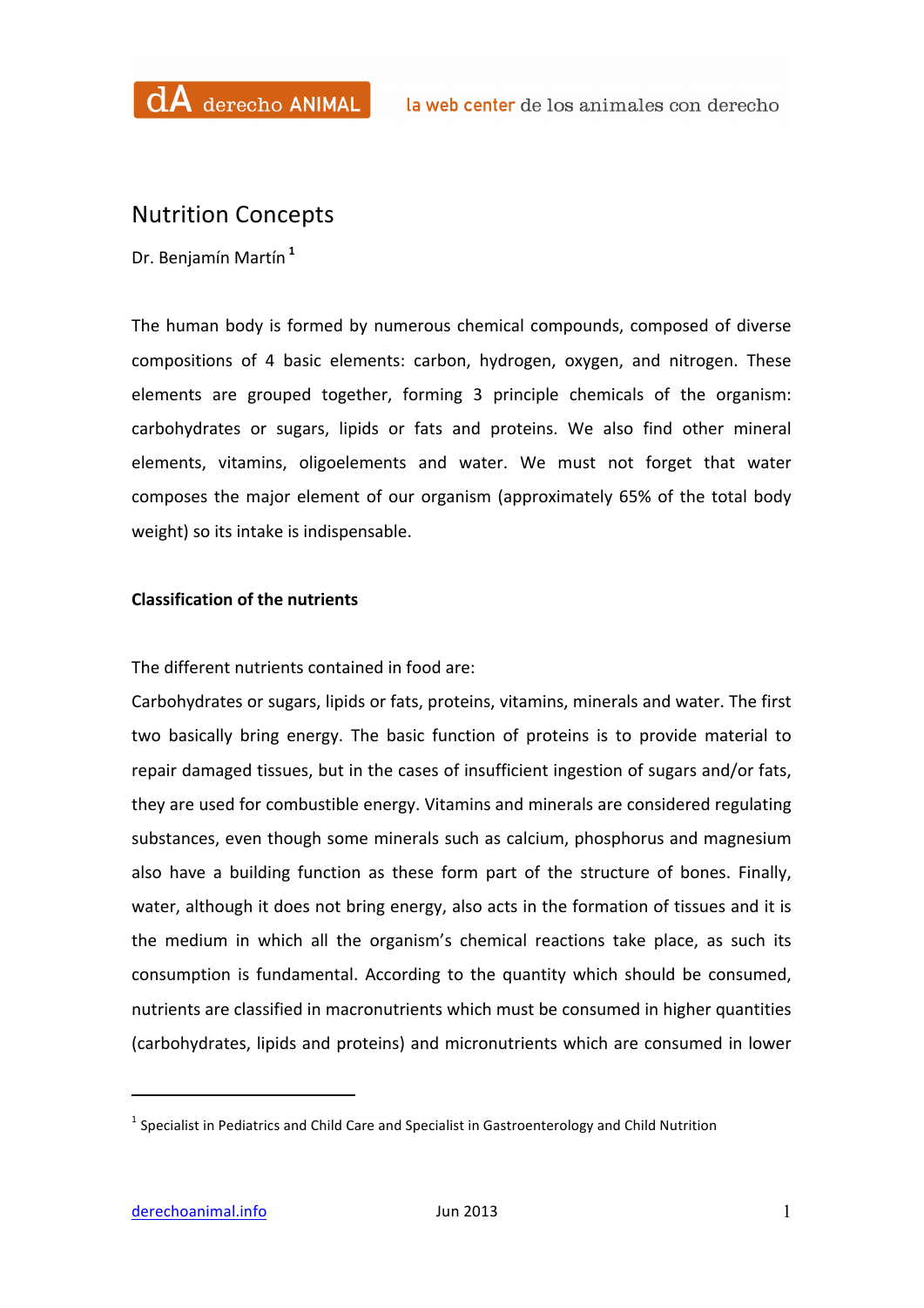# Nutrition Concepts

Dr. Benjamín Martín[1]

The human body is formed by numerous chemical compounds, composed of diverse compositions of 4 basic elements: carbon, hydrogen, oxygen, and nitrogen. These elements are grouped together, forming 3 principle chemicals of the organism: carbohydrates or sugars, lipids or fats and proteins. We also find other mineral elements, vitamins, oligoelements and water. We must not forget that water composes the major element of our organism (approximately 65% of the total body weight) so its intake is indispensable.

**Classification of the nutrients**

The different nutrients contained in food are:

Carbohydrates or sugars, lipids or fats, proteins, vitamins, minerals and water. The first two basically bring energy. The basic function of proteins is to provide material to repair damaged tissues, but in the cases of insufficient ingestion of sugars and/or fats, they are used for combustible energy. Vitamins and minerals are considered regulating substances, even though some minerals such as calcium, phosphorus and magnesium also have a building function as these form part of the structure of bones. Finally, water, although it does not bring energy, also acts in the formation of tissues and it is the medium in which all the organism's chemical reactions take place, as such its consumption is fundamental. According to the quantity which should be consumed, nutrients are classified in macronutrients which must be consumed in higher quantities (carbohydrates, lipids and proteins) and micronutrients which are consumed in lower

[1] Specialist in Pediatrics and Child Care and Specialist in Gastroenterology and Child Nutrition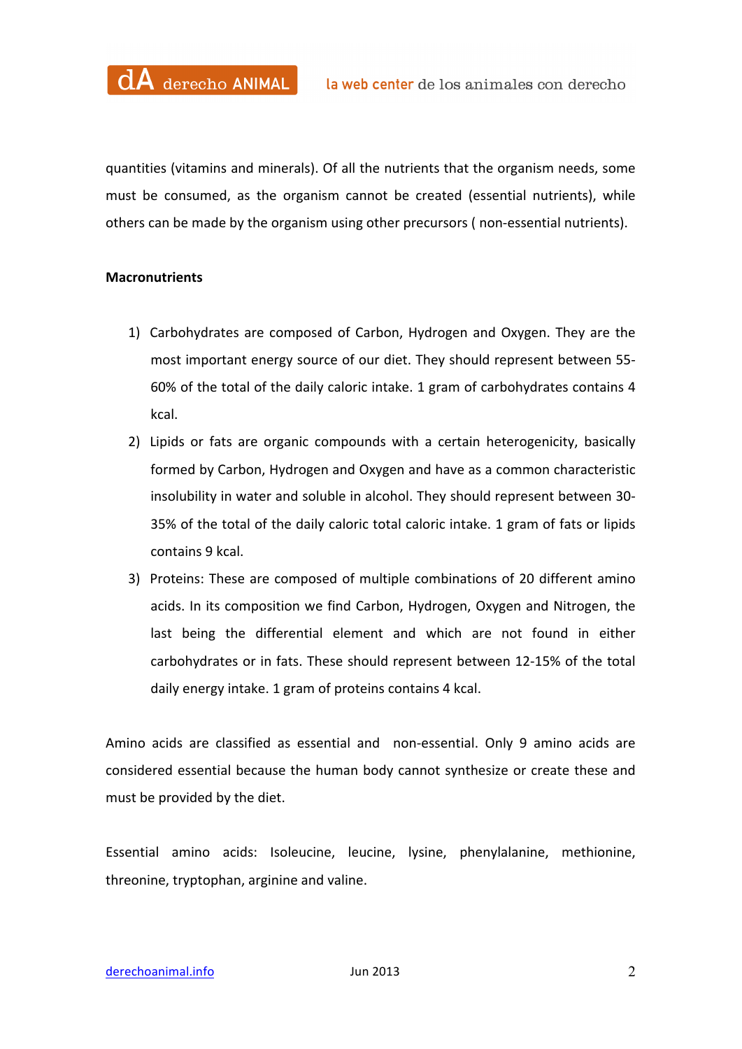quantities (vitamins and minerals). Of all the nutrients that the organism needs, some must be consumed, as the organism cannot be created (essential nutrients), while others can be made by the organism using other precursors ( non-essential nutrients).

**Macronutrients**

1) Carbohydrates are composed of Carbon, Hydrogen and Oxygen. They are the most important energy source of our diet. They should represent between 55-60% of the total of the daily caloric intake. 1 gram of carbohydrates contains 4 kcal.
2) Lipids or fats are organic compounds with a certain heterogenicity, basically formed by Carbon, Hydrogen and Oxygen and have as a common characteristic insolubility in water and soluble in alcohol. They should represent between 30-35% of the total of the daily caloric total caloric intake. 1 gram of fats or lipids contains 9 kcal.
3) Proteins: These are composed of multiple combinations of 20 different amino acids. In its composition we find Carbon, Hydrogen, Oxygen and Nitrogen, the last being the differential element and which are not found in either carbohydrates or in fats. These should represent between 12-15% of the total daily energy intake. 1 gram of proteins contains 4 kcal.

Amino acids are classified as essential and non-essential. Only 9 amino acids are considered essential because the human body cannot synthesize or create these and must be provided by the diet.

Essential amino acids: Isoleucine, leucine, lysine, phenylalanine, methionine, threonine, tryptophan, arginine and valine.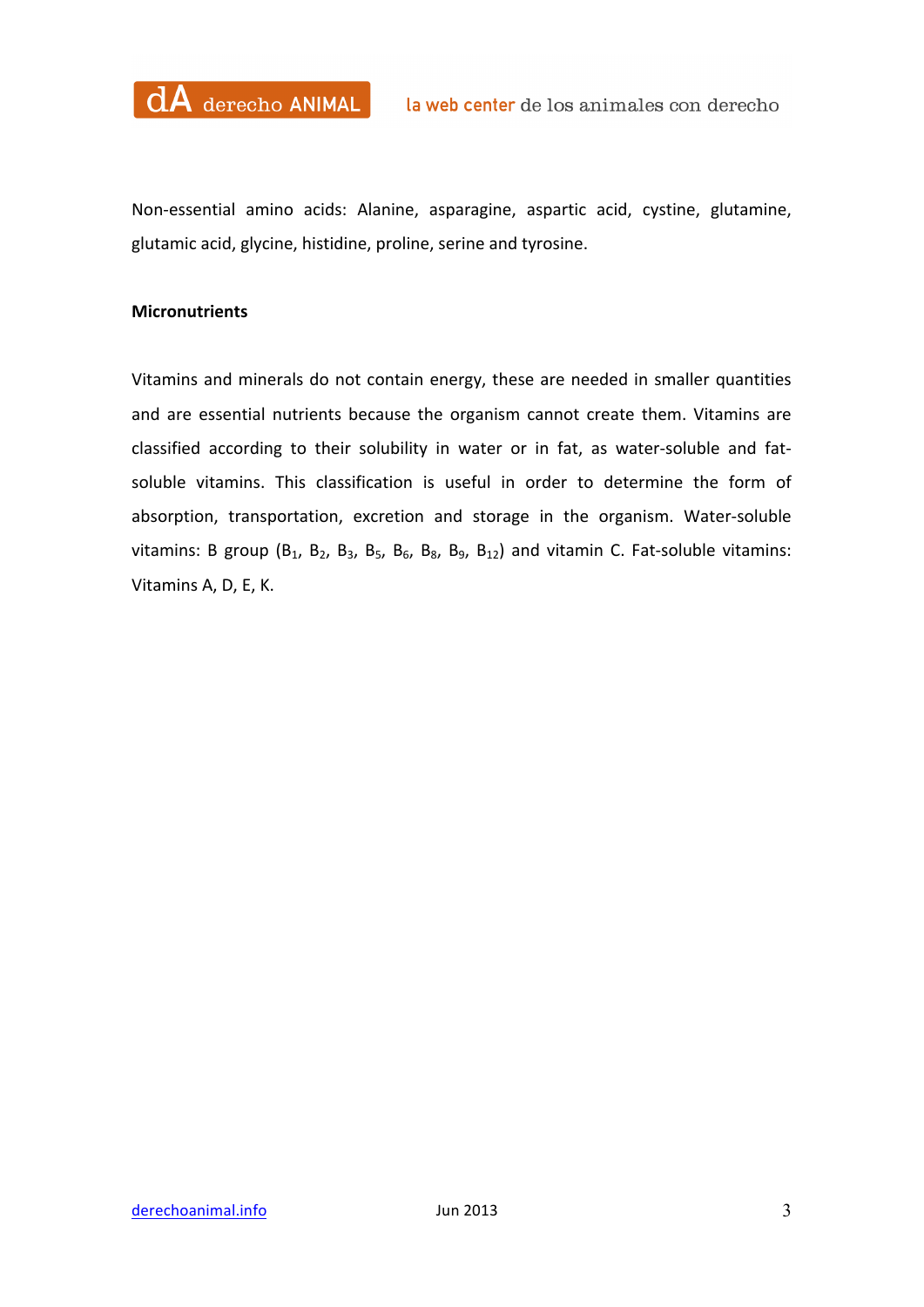Non-essential amino acids: Alanine, asparagine, aspartic acid, cystine, glutamine, glutamic acid, glycine, histidine, proline, serine and tyrosine.

**Micronutrients**

Vitamins and minerals do not contain energy, these are needed in smaller quantities and are essential nutrients because the organism cannot create them. Vitamins are classified according to their solubility in water or in fat, as water-soluble and fat-soluble vitamins. This classification is useful in order to determine the form of absorption, transportation, excretion and storage in the organism. Water-soluble vitamins: B group ($B_1$, $B_2$, $B_3$, $B_5$, $B_6$, $B_8$, $B_9$, $B_{12}$) and vitamin C. Fat-soluble vitamins: Vitamins A, D, E, K.